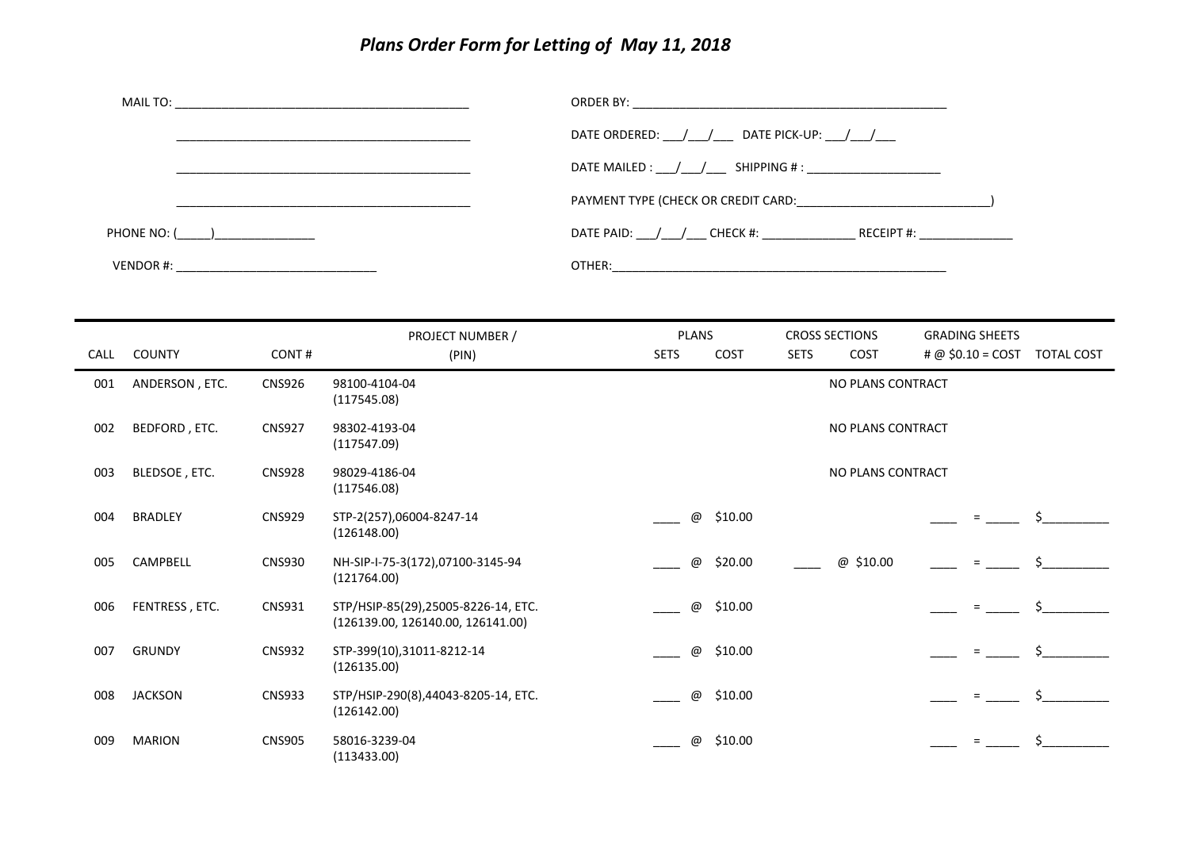# *Plans Order Form for Letting of May 11, 2018*

MAIL TO: ____________________________________________

____________________________________________

____________________________________________

____________________________________________

PHONE NO: (_____)_______________

VENDOR #: ______________________________

ORDER BY: ________________________________________________

DATE ORDERED: ___/___/___ DATE PICK-UP: ___/___/___

DATE MAILED : ___/___/___ SHIPPING # : ____________________

PAYMENT TYPE (CHECK OR CREDIT CARD:______________________________)

DATE PAID: ___/___/___ CHECK #: ______________ RECEIPT #: ______________

OTHER:____________________________________________________

| CALL | COUNTY | CONT # | PROJECT NUMBER / (PIN) | PLANS SETS | PLANS COST | CROSS SECTIONS SETS | CROSS SECTIONS COST | GRADING SHEETS # @ $0.10 = COST | TOTAL COST |
|---|---|---|---|---|---|---|---|---|---|
| 001 | ANDERSON , ETC. | CNS926 | 98100-4104-04 (117545.08) | | | | NO PLANS CONTRACT | | |
| 002 | BEDFORD , ETC. | CNS927 | 98302-4193-04 (117547.09) | | | | NO PLANS CONTRACT | | |
| 003 | BLEDSOE , ETC. | CNS928 | 98029-4186-04 (117546.08) | | | | NO PLANS CONTRACT | | |
| 004 | BRADLEY | CNS929 | STP-2(257),06004-8247-14 (126148.00) | ____ | @ $10.00 | | | ____ = _____ | $__________ |
| 005 | CAMPBELL | CNS930 | NH-SIP-I-75-3(172),07100-3145-94 (121764.00) | ____ | @ $20.00 | ____ | @ $10.00 | ____ = _____ | $__________ |
| 006 | FENTRESS , ETC. | CNS931 | STP/HSIP-85(29),25005-8226-14, ETC. (126139.00, 126140.00, 126141.00) | ____ | @ $10.00 | | | ____ = _____ | $__________ |
| 007 | GRUNDY | CNS932 | STP-399(10),31011-8212-14 (126135.00) | ____ | @ $10.00 | | | ____ = _____ | $__________ |
| 008 | JACKSON | CNS933 | STP/HSIP-290(8),44043-8205-14, ETC. (126142.00) | ____ | @ $10.00 | | | ____ = _____ | $__________ |
| 009 | MARION | CNS905 | 58016-3239-04 (113433.00) | ____ | @ $10.00 | | | ____ = _____ | $__________ |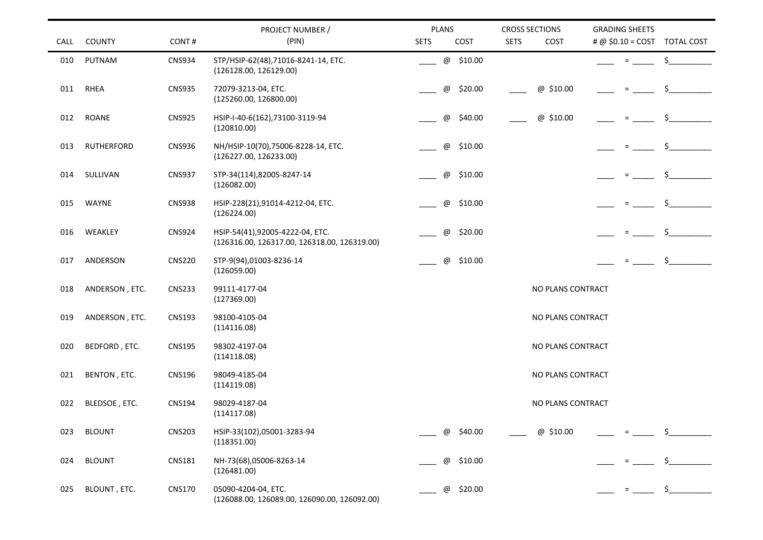| CALL | COUNTY | CONT # | PROJECT NUMBER / (PIN) | PLANS SETS | PLANS COST | CROSS SECTIONS SETS | CROSS SECTIONS COST | GRADING SHEETS # @ $0.10 = COST | TOTAL COST |
|---|---|---|---|---|---|---|---|---|---|
| 010 | PUTNAM | CNS934 | STP/HSIP-62(48),71016-8241-14, ETC. (126128.00, 126129.00) | ____ | @ $10.00 | | | ____ = _____ | $__________ |
| 011 | RHEA | CNS935 | 72079-3213-04, ETC. (125260.00, 126800.00) | ____ | @ $20.00 | ____ | @ $10.00 | ____ = _____ | $__________ |
| 012 | ROANE | CNS925 | HSIP-I-40-6(162),73100-3119-94 (120810.00) | ____ | @ $40.00 | ____ | @ $10.00 | ____ = _____ | $__________ |
| 013 | RUTHERFORD | CNS936 | NH/HSIP-10(70),75006-8228-14, ETC. (126227.00, 126233.00) | ____ | @ $10.00 | | | ____ = _____ | $__________ |
| 014 | SULLIVAN | CNS937 | STP-34(114),82005-8247-14 (126082.00) | ____ | @ $10.00 | | | ____ = _____ | $__________ |
| 015 | WAYNE | CNS938 | HSIP-228(21),91014-4212-04, ETC. (126224.00) | ____ | @ $10.00 | | | ____ = _____ | $__________ |
| 016 | WEAKLEY | CNS924 | HSIP-54(41),92005-4222-04, ETC. (126316.00, 126317.00, 126318.00, 126319.00) | ____ | @ $20.00 | | | ____ = _____ | $__________ |
| 017 | ANDERSON | CNS220 | STP-9(94),01003-8236-14 (126059.00) | ____ | @ $10.00 | | | ____ = _____ | $__________ |
| 018 | ANDERSON , ETC. | CNS233 | 99111-4177-04 (127369.00) | | | NO PLANS CONTRACT | | | |
| 019 | ANDERSON , ETC. | CNS193 | 98100-4105-04 (114116.08) | | | NO PLANS CONTRACT | | | |
| 020 | BEDFORD , ETC. | CNS195 | 98302-4197-04 (114118.08) | | | NO PLANS CONTRACT | | | |
| 021 | BENTON , ETC. | CNS196 | 98049-4185-04 (114119.08) | | | NO PLANS CONTRACT | | | |
| 022 | BLEDSOE , ETC. | CNS194 | 98029-4187-04 (114117.08) | | | NO PLANS CONTRACT | | | |
| 023 | BLOUNT | CNS203 | HSIP-33(102),05001-3283-94 (118351.00) | ____ | @ $40.00 | ____ | @ $10.00 | ____ = _____ | $__________ |
| 024 | BLOUNT | CNS181 | NH-73(68),05006-8263-14 (126481.00) | ____ | @ $10.00 | | | ____ = _____ | $__________ |
| 025 | BLOUNT , ETC. | CNS170 | 05090-4204-04, ETC. (126088.00, 126089.00, 126090.00, 126092.00) | ____ | @ $20.00 | | | ____ = _____ | $__________ |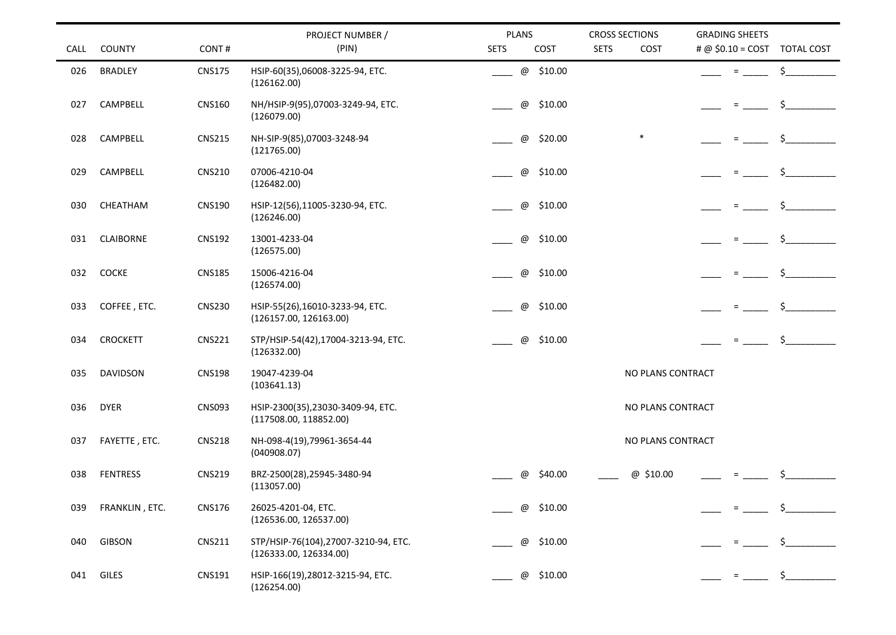| CALL | COUNTY | CONT # | PROJECT NUMBER / (PIN) | PLANS SETS | PLANS COST | CROSS SECTIONS SETS | CROSS SECTIONS COST | GRADING SHEETS # @ $0.10 = COST | TOTAL COST |
|---|---|---|---|---|---|---|---|---|---|
| 026 | BRADLEY | CNS175 | HSIP-60(35),06008-3225-94, ETC. (126162.00) | ____ | @ $10.00 | | | ____ = _____ | $__________ |
| 027 | CAMPBELL | CNS160 | NH/HSIP-9(95),07003-3249-94, ETC. (126079.00) | ____ | @ $10.00 | | | ____ = _____ | $__________ |
| 028 | CAMPBELL | CNS215 | NH-SIP-9(85),07003-3248-94 (121765.00) | ____ | @ $20.00 | | * | ____ = _____ | $__________ |
| 029 | CAMPBELL | CNS210 | 07006-4210-04 (126482.00) | ____ | @ $10.00 | | | ____ = _____ | $__________ |
| 030 | CHEATHAM | CNS190 | HSIP-12(56),11005-3230-94, ETC. (126246.00) | ____ | @ $10.00 | | | ____ = _____ | $__________ |
| 031 | CLAIBORNE | CNS192 | 13001-4233-04 (126575.00) | ____ | @ $10.00 | | | ____ = _____ | $__________ |
| 032 | COCKE | CNS185 | 15006-4216-04 (126574.00) | ____ | @ $10.00 | | | ____ = _____ | $__________ |
| 033 | COFFEE , ETC. | CNS230 | HSIP-55(26),16010-3233-94, ETC. (126157.00, 126163.00) | ____ | @ $10.00 | | | ____ = _____ | $__________ |
| 034 | CROCKETT | CNS221 | STP/HSIP-54(42),17004-3213-94, ETC. (126332.00) | ____ | @ $10.00 | | | ____ = _____ | $__________ |
| 035 | DAVIDSON | CNS198 | 19047-4239-04 (103641.13) | | | | NO PLANS CONTRACT | | |
| 036 | DYER | CNS093 | HSIP-2300(35),23030-3409-94, ETC. (117508.00, 118852.00) | | | | NO PLANS CONTRACT | | |
| 037 | FAYETTE , ETC. | CNS218 | NH-098-4(19),79961-3654-44 (040908.07) | | | | NO PLANS CONTRACT | | |
| 038 | FENTRESS | CNS219 | BRZ-2500(28),25945-3480-94 (113057.00) | ____ | @ $40.00 | ____ | @ $10.00 | ____ = _____ | $__________ |
| 039 | FRANKLIN , ETC. | CNS176 | 26025-4201-04, ETC. (126536.00, 126537.00) | ____ | @ $10.00 | | | ____ = _____ | $__________ |
| 040 | GIBSON | CNS211 | STP/HSIP-76(104),27007-3210-94, ETC. (126333.00, 126334.00) | ____ | @ $10.00 | | | ____ = _____ | $__________ |
| 041 | GILES | CNS191 | HSIP-166(19),28012-3215-94, ETC. (126254.00) | ____ | @ $10.00 | | | ____ = _____ | $__________ |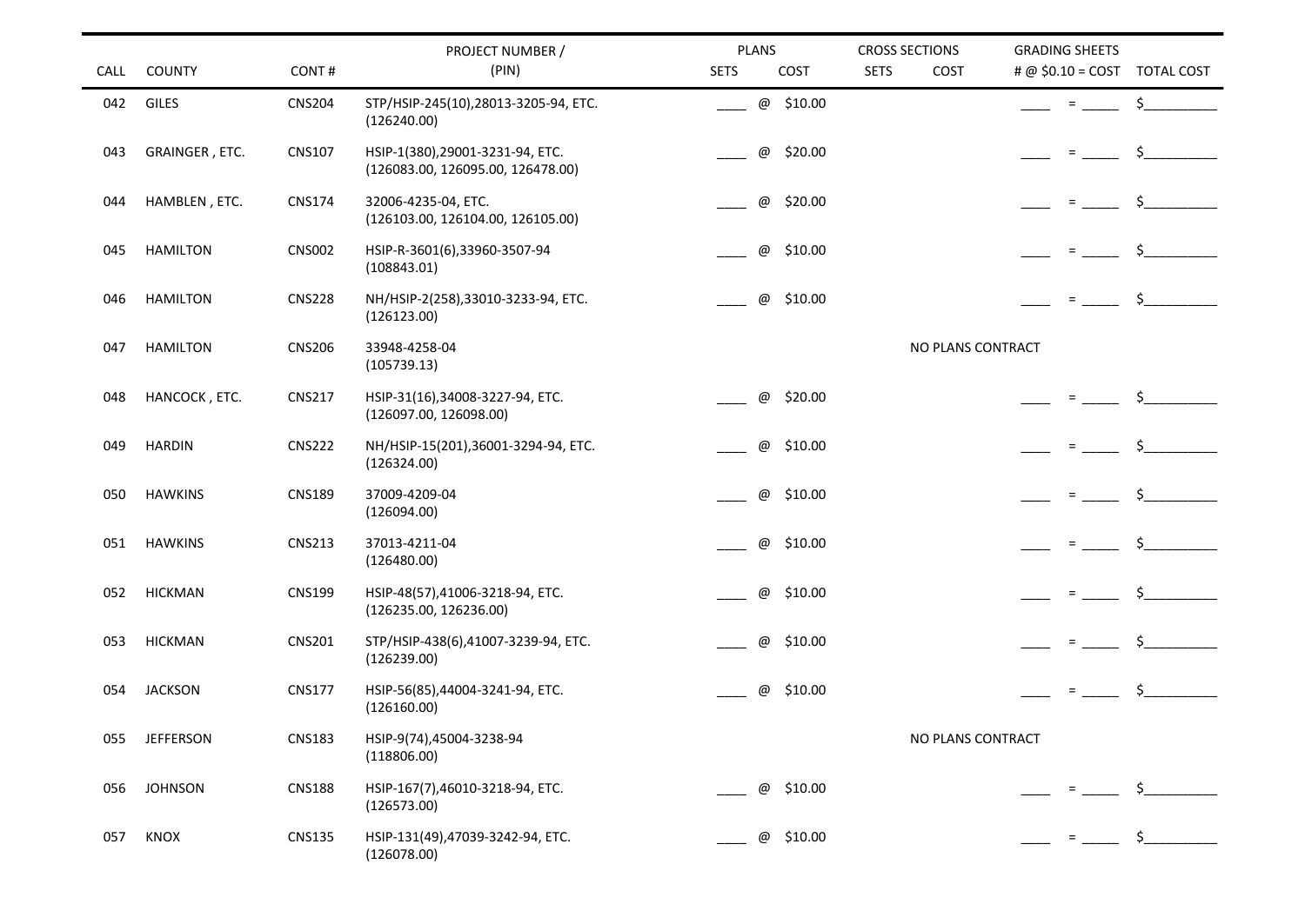| CALL | COUNTY | CONT # | PROJECT NUMBER / (PIN) | PLANS SETS | PLANS COST | CROSS SECTIONS SETS | CROSS SECTIONS COST | GRADING SHEETS # @ $0.10 = COST | TOTAL COST |
|---|---|---|---|---|---|---|---|---|---|
| 042 | GILES | CNS204 | STP/HSIP-245(10),28013-3205-94, ETC. (126240.00) | ____ | @ $10.00 | | | ____ = _____ | $__________ |
| 043 | GRAINGER , ETC. | CNS107 | HSIP-1(380),29001-3231-94, ETC. (126083.00, 126095.00, 126478.00) | ____ | @ $20.00 | | | ____ = _____ | $__________ |
| 044 | HAMBLEN , ETC. | CNS174 | 32006-4235-04, ETC. (126103.00, 126104.00, 126105.00) | ____ | @ $20.00 | | | ____ = _____ | $__________ |
| 045 | HAMILTON | CNS002 | HSIP-R-3601(6),33960-3507-94 (108843.01) | ____ | @ $10.00 | | | ____ = _____ | $__________ |
| 046 | HAMILTON | CNS228 | NH/HSIP-2(258),33010-3233-94, ETC. (126123.00) | ____ | @ $10.00 | | | ____ = _____ | $__________ |
| 047 | HAMILTON | CNS206 | 33948-4258-04 (105739.13) | | | NO PLANS CONTRACT | | | |
| 048 | HANCOCK , ETC. | CNS217 | HSIP-31(16),34008-3227-94, ETC. (126097.00, 126098.00) | ____ | @ $20.00 | | | ____ = _____ | $__________ |
| 049 | HARDIN | CNS222 | NH/HSIP-15(201),36001-3294-94, ETC. (126324.00) | ____ | @ $10.00 | | | ____ = _____ | $__________ |
| 050 | HAWKINS | CNS189 | 37009-4209-04 (126094.00) | ____ | @ $10.00 | | | ____ = _____ | $__________ |
| 051 | HAWKINS | CNS213 | 37013-4211-04 (126480.00) | ____ | @ $10.00 | | | ____ = _____ | $__________ |
| 052 | HICKMAN | CNS199 | HSIP-48(57),41006-3218-94, ETC. (126235.00, 126236.00) | ____ | @ $10.00 | | | ____ = _____ | $__________ |
| 053 | HICKMAN | CNS201 | STP/HSIP-438(6),41007-3239-94, ETC. (126239.00) | ____ | @ $10.00 | | | ____ = _____ | $__________ |
| 054 | JACKSON | CNS177 | HSIP-56(85),44004-3241-94, ETC. (126160.00) | ____ | @ $10.00 | | | ____ = _____ | $__________ |
| 055 | JEFFERSON | CNS183 | HSIP-9(74),45004-3238-94 (118806.00) | | | NO PLANS CONTRACT | | | |
| 056 | JOHNSON | CNS188 | HSIP-167(7),46010-3218-94, ETC. (126573.00) | ____ | @ $10.00 | | | ____ = _____ | $__________ |
| 057 | KNOX | CNS135 | HSIP-131(49),47039-3242-94, ETC. (126078.00) | ____ | @ $10.00 | | | ____ = _____ | $__________ |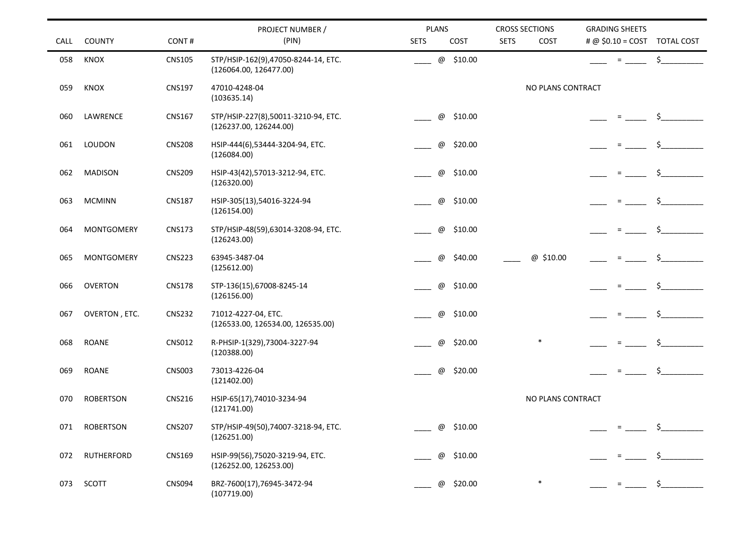| CALL | COUNTY | CONT # | PROJECT NUMBER / (PIN) | PLANS SETS | PLANS COST | CROSS SECTIONS SETS | CROSS SECTIONS COST | GRADING SHEETS # @ $0.10 = COST | TOTAL COST |
|---|---|---|---|---|---|---|---|---|---|
| 058 | KNOX | CNS105 | STP/HSIP-162(9),47050-8244-14, ETC. (126064.00, 126477.00) | ____ | @ $10.00 | | | ____ = _____ | $__________ |
| 059 | KNOX | CNS197 | 47010-4248-04 (103635.14) | | | NO PLANS CONTRACT | | | |
| 060 | LAWRENCE | CNS167 | STP/HSIP-227(8),50011-3210-94, ETC. (126237.00, 126244.00) | ____ | @ $10.00 | | | ____ = _____ | $__________ |
| 061 | LOUDON | CNS208 | HSIP-444(6),53444-3204-94, ETC. (126084.00) | ____ | @ $20.00 | | | ____ = _____ | $__________ |
| 062 | MADISON | CNS209 | HSIP-43(42),57013-3212-94, ETC. (126320.00) | ____ | @ $10.00 | | | ____ = _____ | $__________ |
| 063 | MCMINN | CNS187 | HSIP-305(13),54016-3224-94 (126154.00) | ____ | @ $10.00 | | | ____ = _____ | $__________ |
| 064 | MONTGOMERY | CNS173 | STP/HSIP-48(59),63014-3208-94, ETC. (126243.00) | ____ | @ $10.00 | | | ____ = _____ | $__________ |
| 065 | MONTGOMERY | CNS223 | 63945-3487-04 (125612.00) | ____ | @ $40.00 | ____ | @ $10.00 | ____ = _____ | $__________ |
| 066 | OVERTON | CNS178 | STP-136(15),67008-8245-14 (126156.00) | ____ | @ $10.00 | | | ____ = _____ | $__________ |
| 067 | OVERTON , ETC. | CNS232 | 71012-4227-04, ETC. (126533.00, 126534.00, 126535.00) | ____ | @ $10.00 | | | ____ = _____ | $__________ |
| 068 | ROANE | CNS012 | R-PHSIP-1(329),73004-3227-94 (120388.00) | ____ | @ $20.00 | | * | ____ = _____ | $__________ |
| 069 | ROANE | CNS003 | 73013-4226-04 (121402.00) | ____ | @ $20.00 | | | ____ = _____ | $__________ |
| 070 | ROBERTSON | CNS216 | HSIP-65(17),74010-3234-94 (121741.00) | | | NO PLANS CONTRACT | | | |
| 071 | ROBERTSON | CNS207 | STP/HSIP-49(50),74007-3218-94, ETC. (126251.00) | ____ | @ $10.00 | | | ____ = _____ | $__________ |
| 072 | RUTHERFORD | CNS169 | HSIP-99(56),75020-3219-94, ETC. (126252.00, 126253.00) | ____ | @ $10.00 | | | ____ = _____ | $__________ |
| 073 | SCOTT | CNS094 | BRZ-7600(17),76945-3472-94 (107719.00) | ____ | @ $20.00 | | * | ____ = _____ | $__________ |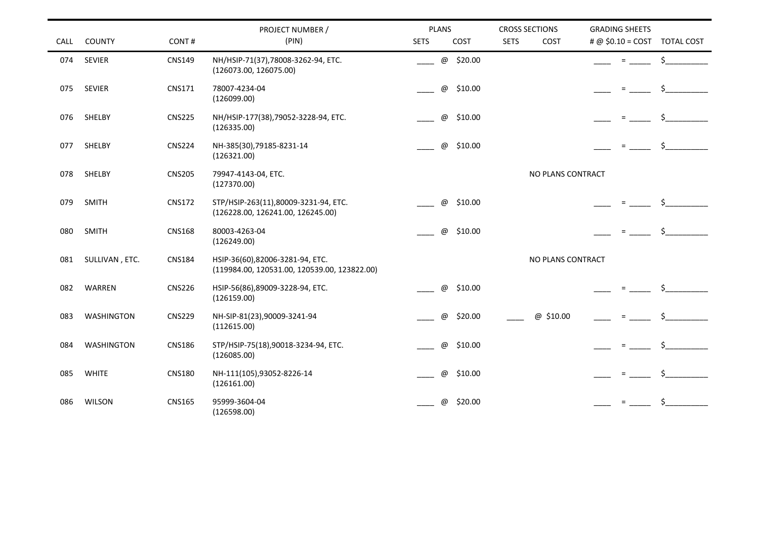| CALL | COUNTY | CONT # | PROJECT NUMBER / (PIN) | PLANS SETS | PLANS COST | CROSS SECTIONS SETS | CROSS SECTIONS COST | GRADING SHEETS # @ $0.10 = COST | TOTAL COST |
|---|---|---|---|---|---|---|---|---|---|
| 074 | SEVIER | CNS149 | NH/HSIP-71(37),78008-3262-94, ETC. (126073.00, 126075.00) | ____ | @ $20.00 | | | ____ = _____ | $__________ |
| 075 | SEVIER | CNS171 | 78007-4234-04 (126099.00) | ____ | @ $10.00 | | | ____ = _____ | $__________ |
| 076 | SHELBY | CNS225 | NH/HSIP-177(38),79052-3228-94, ETC. (126335.00) | ____ | @ $10.00 | | | ____ = _____ | $__________ |
| 077 | SHELBY | CNS224 | NH-385(30),79185-8231-14 (126321.00) | ____ | @ $10.00 | | | ____ = _____ | $__________ |
| 078 | SHELBY | CNS205 | 79947-4143-04, ETC. (127370.00) | | | NO PLANS CONTRACT | | | |
| 079 | SMITH | CNS172 | STP/HSIP-263(11),80009-3231-94, ETC. (126228.00, 126241.00, 126245.00) | ____ | @ $10.00 | | | ____ = _____ | $__________ |
| 080 | SMITH | CNS168 | 80003-4263-04 (126249.00) | ____ | @ $10.00 | | | ____ = _____ | $__________ |
| 081 | SULLIVAN , ETC. | CNS184 | HSIP-36(60),82006-3281-94, ETC. (119984.00, 120531.00, 120539.00, 123822.00) | | | NO PLANS CONTRACT | | | |
| 082 | WARREN | CNS226 | HSIP-56(86),89009-3228-94, ETC. (126159.00) | ____ | @ $10.00 | | | ____ = _____ | $__________ |
| 083 | WASHINGTON | CNS229 | NH-SIP-81(23),90009-3241-94 (112615.00) | ____ | @ $20.00 | ____ | @ $10.00 | ____ = _____ | $__________ |
| 084 | WASHINGTON | CNS186 | STP/HSIP-75(18),90018-3234-94, ETC. (126085.00) | ____ | @ $10.00 | | | ____ = _____ | $__________ |
| 085 | WHITE | CNS180 | NH-111(105),93052-8226-14 (126161.00) | ____ | @ $10.00 | | | ____ = _____ | $__________ |
| 086 | WILSON | CNS165 | 95999-3604-04 (126598.00) | ____ | @ $20.00 | | | ____ = _____ | $__________ |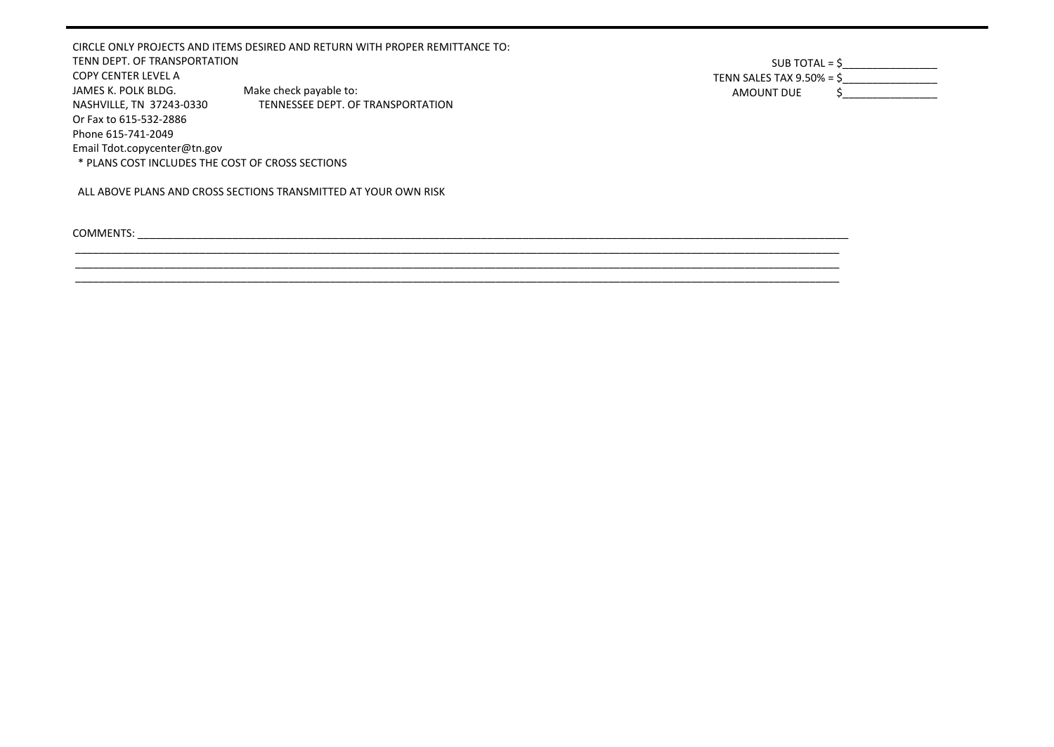CIRCLE ONLY PROJECTS AND ITEMS DESIRED AND RETURN WITH PROPER REMITTANCE TO:

TENN DEPT. OF TRANSPORTATION
COPY CENTER LEVEL A
JAMES K. POLK BLDG.
NASHVILLE, TN 37243-0330
Or Fax to 615-532-2886
Phone 615-741-2049
Email Tdot.copycenter@tn.gov

Make check payable to:
TENNESSEE DEPT. OF TRANSPORTATION

SUB TOTAL = $________________
TENN SALES TAX 9.50% = $________________
AMOUNT DUE $________________

* PLANS COST INCLUDES THE COST OF CROSS SECTIONS

ALL ABOVE PLANS AND CROSS SECTIONS TRANSMITTED AT YOUR OWN RISK

COMMENTS: ________________________________________________________________________________________________________________
________________________________________________________________________________________________________________
________________________________________________________________________________________________________________
________________________________________________________________________________________________________________